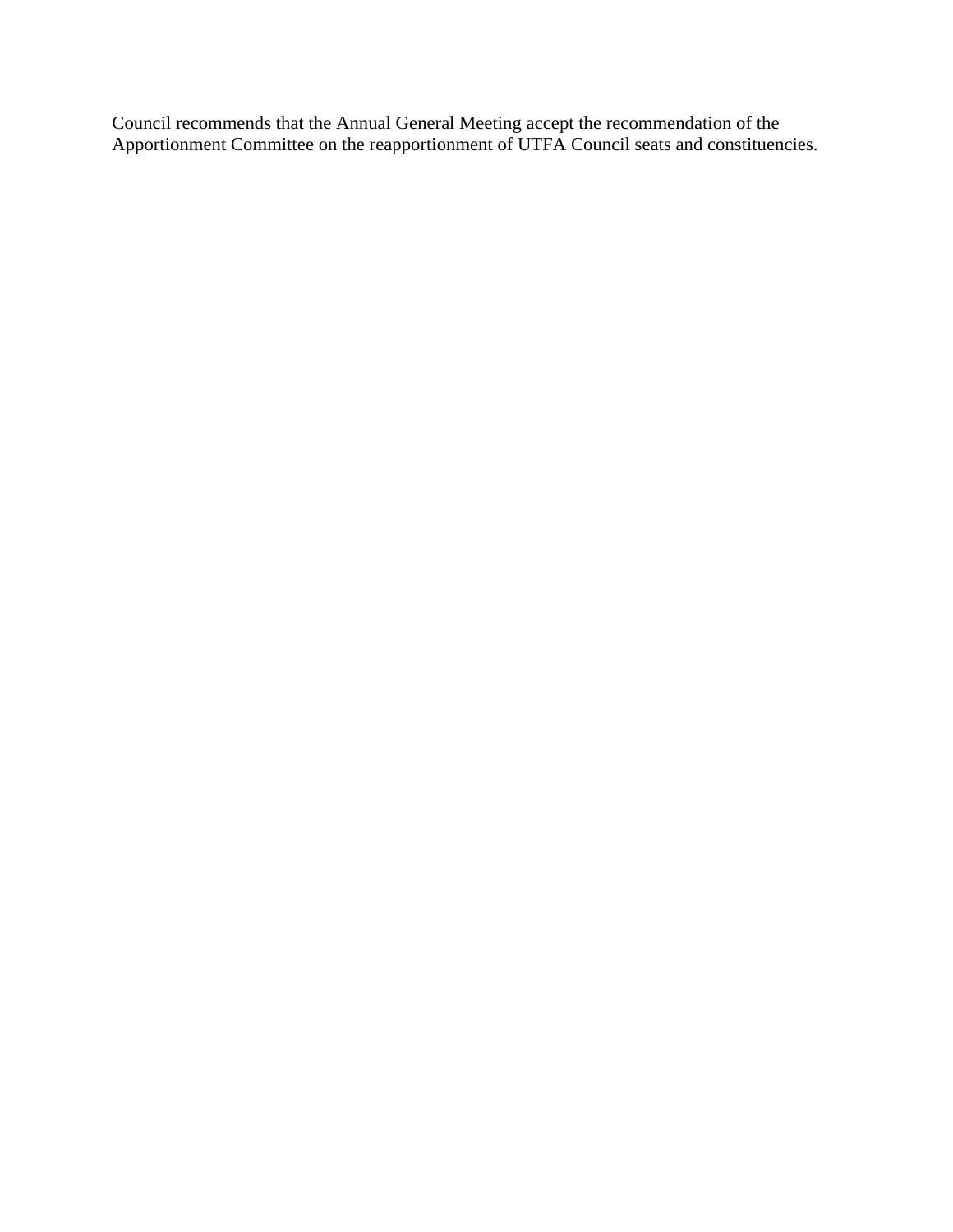Council recommends that the Annual General Meeting accept the recommendation of the Apportionment Committee on the reapportionment of UTFA Council seats and constituencies.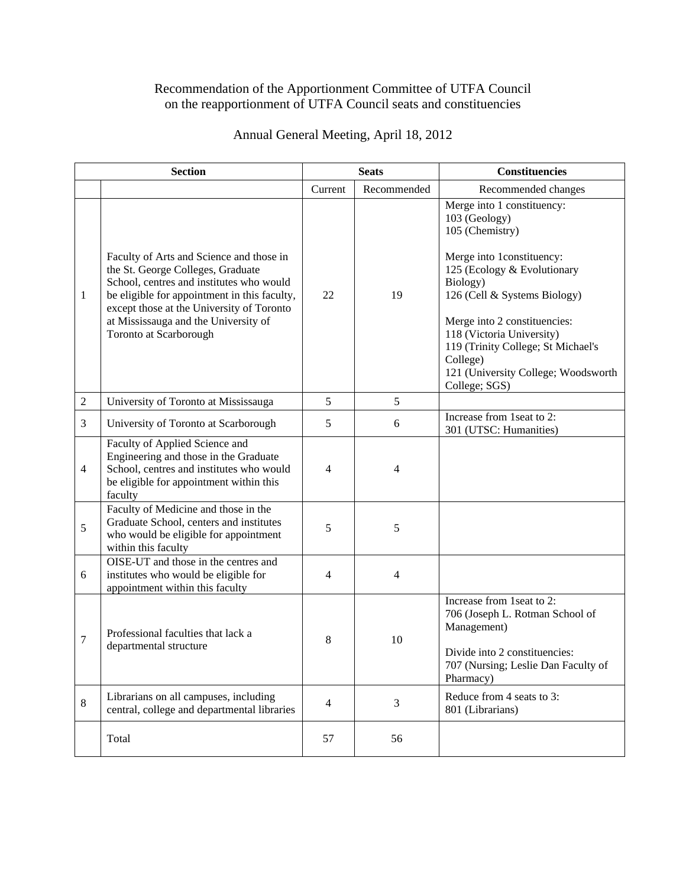Recommendation of the Apportionment Committee of UTFA Council
on the reapportionment of UTFA Council seats and constituencies

Annual General Meeting, April 18, 2012

| Section | | Seats | | Constituencies |
|---|---|---|---|---|
| | | Current | Recommended | Recommended changes |
| 1 | Faculty of Arts and Science and those in the St. George Colleges, Graduate School, centres and institutes who would be eligible for appointment in this faculty, except those at the University of Toronto at Mississauga and the University of Toronto at Scarborough | 22 | 19 | Merge into 1 constituency:<br>103 (Geology)<br>105 (Chemistry)<br><br>Merge into 1constituency:<br>125 (Ecology & Evolutionary Biology)<br>126 (Cell & Systems Biology)<br><br>Merge into 2 constituencies:<br>118 (Victoria University)<br>119 (Trinity College; St Michael's College)<br>121 (University College; Woodsworth College; SGS) |
| 2 | University of Toronto at Mississauga | 5 | 5 | |
| 3 | University of Toronto at Scarborough | 5 | 6 | Increase from 1seat to 2:<br>301 (UTSC: Humanities) |
| 4 | Faculty of Applied Science and Engineering and those in the Graduate School, centres and institutes who would be eligible for appointment within this faculty | 4 | 4 | |
| 5 | Faculty of Medicine and those in the Graduate School, centers and institutes who would be eligible for appointment within this faculty | 5 | 5 | |
| 6 | OISE-UT and those in the centres and institutes who would be eligible for appointment within this faculty | 4 | 4 | |
| 7 | Professional faculties that lack a departmental structure | 8 | 10 | Increase from 1seat to 2:<br>706 (Joseph L. Rotman School of Management)<br><br>Divide into 2 constituencies:<br>707 (Nursing; Leslie Dan Faculty of Pharmacy) |
| 8 | Librarians on all campuses, including central, college and departmental libraries | 4 | 3 | Reduce from 4 seats to 3:<br>801 (Librarians) |
| | Total | 57 | 56 | |